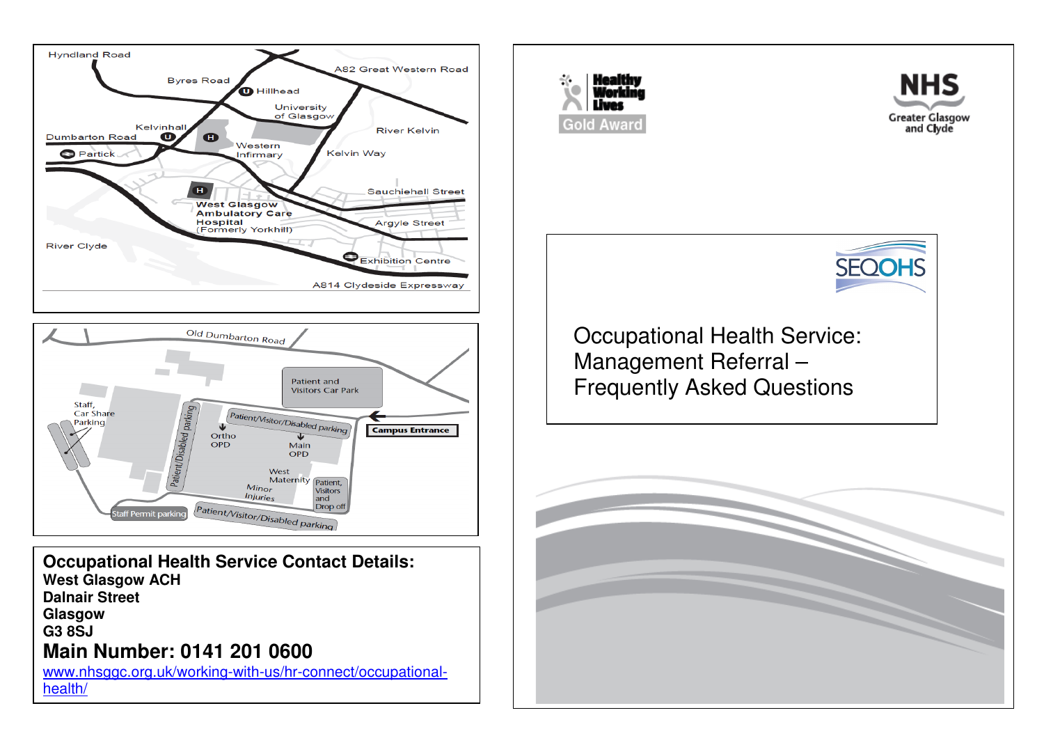Hyndland Road

Byres Road

Hillhead

A82 Great Western Road

University of Glasgow

Kelvinhall

Dumbarton Road

Partick

Western Infirmary

River Kelvin

Kelvin Way

Sauchiehall Street

West Glasgow Ambulatory Care Hospital (Formerly Yorkhill)

Argyle Street

River Clyde

Exhibition Centre

A814 Clydeside Expressway

Old Dumbarton Road

Patient and Visitors Car Park

Staff, Car Share Parking

Patient/Disabled parking

Patient/Visitor/Disabled parking

Campus Entrance

Ortho OPD

Main OPD

West Maternity

Minor Injuries

Patient, Visitors and Drop off

Staff Permit parking

Patient/Visitor/Disabled parking

## Occupational Health Service Contact Details:

**West Glasgow ACH**
**Dalnair Street**
**Glasgow**
**G3 8SJ**

## Main Number: 0141 201 0600

www.nhsggc.org.uk/working-with-us/hr-connect/occupational-health/

Healthy Working Lives Gold Award

NHS Greater Glasgow and Clyde

SEQOHS

# Occupational Health Service: Management Referral – Frequently Asked Questions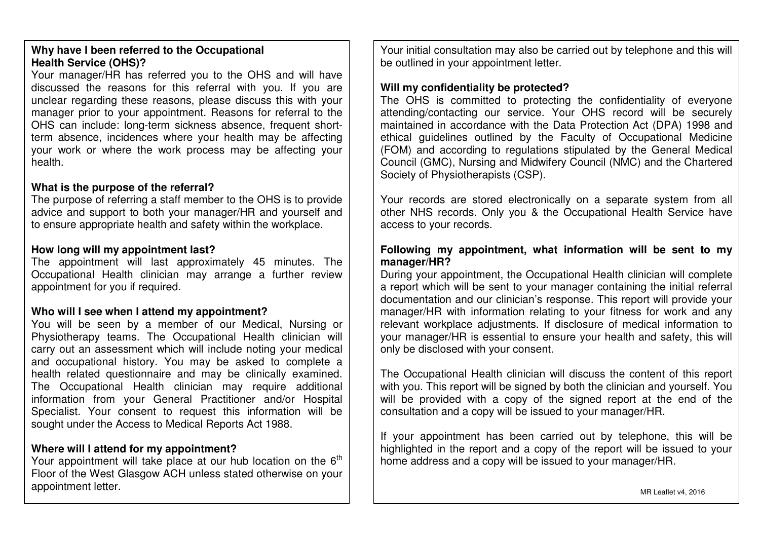### Why have I been referred to the Occupational Health Service (OHS)?

Your manager/HR has referred you to the OHS and will have discussed the reasons for this referral with you. If you are unclear regarding these reasons, please discuss this with your manager prior to your appointment. Reasons for referral to the OHS can include: long-term sickness absence, frequent short-term absence, incidences where your health may be affecting your work or where the work process may be affecting your health.

### What is the purpose of the referral?

The purpose of referring a staff member to the OHS is to provide advice and support to both your manager/HR and yourself and to ensure appropriate health and safety within the workplace.

### How long will my appointment last?

The appointment will last approximately 45 minutes. The Occupational Health clinician may arrange a further review appointment for you if required.

### Who will I see when I attend my appointment?

You will be seen by a member of our Medical, Nursing or Physiotherapy teams. The Occupational Health clinician will carry out an assessment which will include noting your medical and occupational history. You may be asked to complete a health related questionnaire and may be clinically examined. The Occupational Health clinician may require additional information from your General Practitioner and/or Hospital Specialist. Your consent to request this information will be sought under the Access to Medical Reports Act 1988.

### Where will I attend for my appointment?

Your appointment will take place at our hub location on the 6th Floor of the West Glasgow ACH unless stated otherwise on your appointment letter.

Your initial consultation may also be carried out by telephone and this will be outlined in your appointment letter.

### Will my confidentiality be protected?

The OHS is committed to protecting the confidentiality of everyone attending/contacting our service. Your OHS record will be securely maintained in accordance with the Data Protection Act (DPA) 1998 and ethical guidelines outlined by the Faculty of Occupational Medicine (FOM) and according to regulations stipulated by the General Medical Council (GMC), Nursing and Midwifery Council (NMC) and the Chartered Society of Physiotherapists (CSP).

Your records are stored electronically on a separate system from all other NHS records. Only you & the Occupational Health Service have access to your records.

### Following my appointment, what information will be sent to my manager/HR?

During your appointment, the Occupational Health clinician will complete a report which will be sent to your manager containing the initial referral documentation and our clinician's response. This report will provide your manager/HR with information relating to your fitness for work and any relevant workplace adjustments. If disclosure of medical information to your manager/HR is essential to ensure your health and safety, this will only be disclosed with your consent.

The Occupational Health clinician will discuss the content of this report with you. This report will be signed by both the clinician and yourself. You will be provided with a copy of the signed report at the end of the consultation and a copy will be issued to your manager/HR.

If your appointment has been carried out by telephone, this will be highlighted in the report and a copy of the report will be issued to your home address and a copy will be issued to your manager/HR.

MR Leaflet v4, 2016